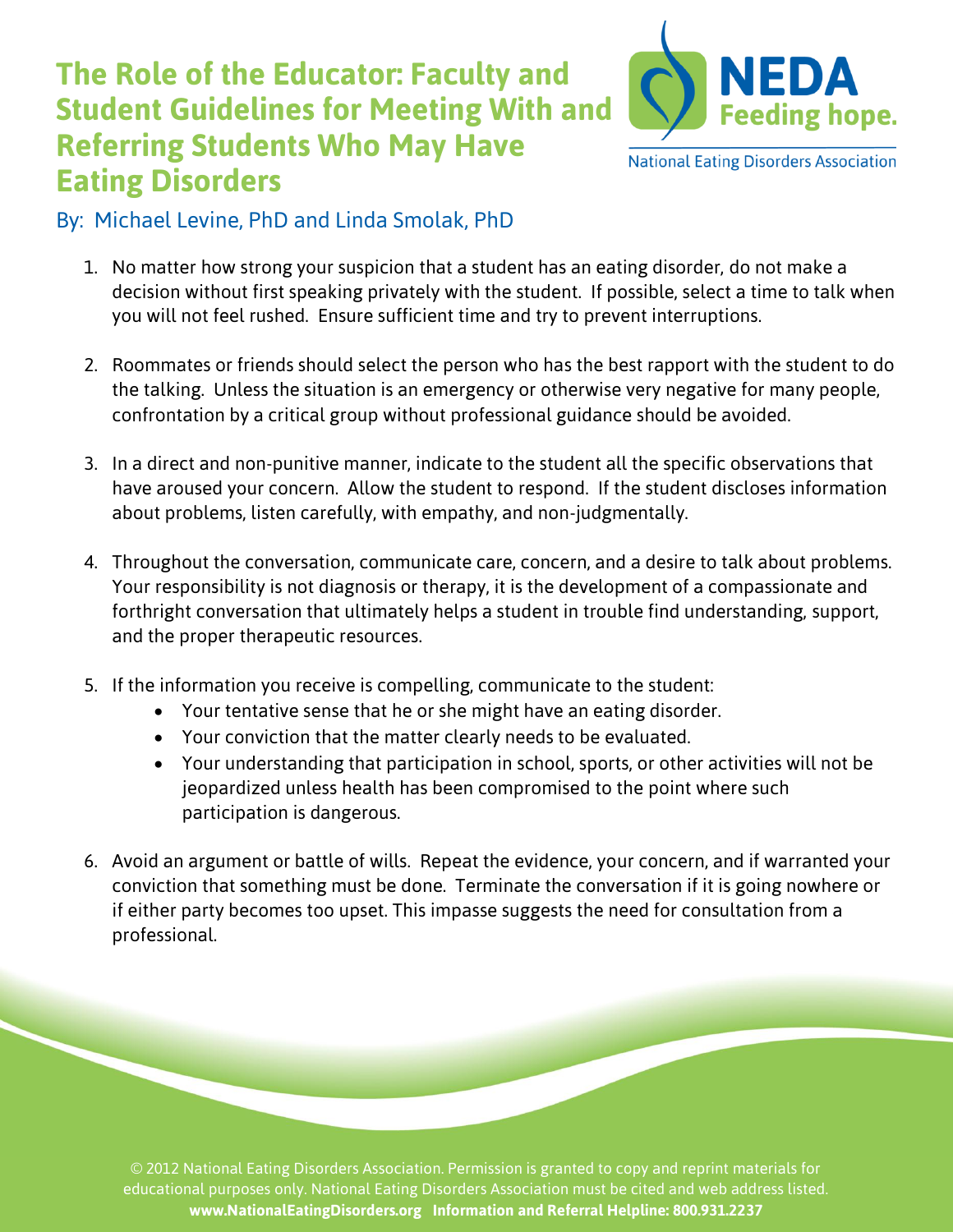# The Role of the Educator: Faculty and Student Guidelines for Meeting With and Referring Students Who May Have Eating Disorders

NEDA Feeding hope.

National Eating Disorders Association

By: Michael Levine, PhD and Linda Smolak, PhD

1. No matter how strong your suspicion that a student has an eating disorder, do not make a decision without first speaking privately with the student. If possible, select a time to talk when you will not feel rushed. Ensure sufficient time and try to prevent interruptions.

2. Roommates or friends should select the person who has the best rapport with the student to do the talking. Unless the situation is an emergency or otherwise very negative for many people, confrontation by a critical group without professional guidance should be avoided.

3. In a direct and non-punitive manner, indicate to the student all the specific observations that have aroused your concern. Allow the student to respond. If the student discloses information about problems, listen carefully, with empathy, and non-judgmentally.

4. Throughout the conversation, communicate care, concern, and a desire to talk about problems. Your responsibility is not diagnosis or therapy, it is the development of a compassionate and forthright conversation that ultimately helps a student in trouble find understanding, support, and the proper therapeutic resources.

5. If the information you receive is compelling, communicate to the student:
   - Your tentative sense that he or she might have an eating disorder.
   - Your conviction that the matter clearly needs to be evaluated.
   - Your understanding that participation in school, sports, or other activities will not be jeopardized unless health has been compromised to the point where such participation is dangerous.

6. Avoid an argument or battle of wills. Repeat the evidence, your concern, and if warranted your conviction that something must be done. Terminate the conversation if it is going nowhere or if either party becomes too upset. This impasse suggests the need for consultation from a professional.

© 2012 National Eating Disorders Association. Permission is granted to copy and reprint materials for educational purposes only. National Eating Disorders Association must be cited and web address listed.
**www.NationalEatingDisorders.org Information and Referral Helpline: 800.931.2237**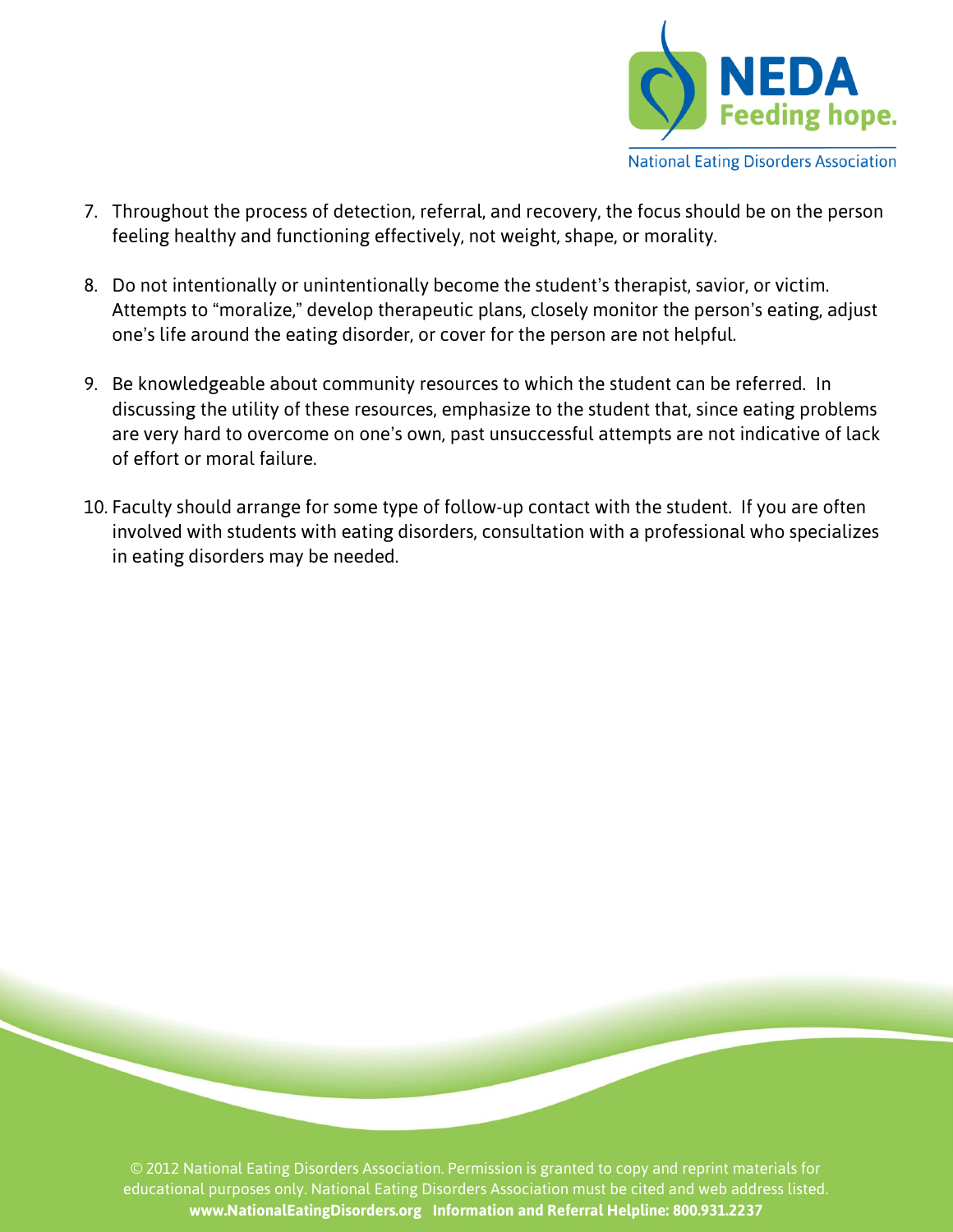7. Throughout the process of detection, referral, and recovery, the focus should be on the person feeling healthy and functioning effectively, not weight, shape, or morality.

8. Do not intentionally or unintentionally become the student's therapist, savior, or victim. Attempts to "moralize," develop therapeutic plans, closely monitor the person's eating, adjust one's life around the eating disorder, or cover for the person are not helpful.

9. Be knowledgeable about community resources to which the student can be referred. In discussing the utility of these resources, emphasize to the student that, since eating problems are very hard to overcome on one's own, past unsuccessful attempts are not indicative of lack of effort or moral failure.

10. Faculty should arrange for some type of follow-up contact with the student. If you are often involved with students with eating disorders, consultation with a professional who specializes in eating disorders may be needed.

© 2012 National Eating Disorders Association. Permission is granted to copy and reprint materials for educational purposes only. National Eating Disorders Association must be cited and web address listed.
**www.NationalEatingDisorders.org Information and Referral Helpline: 800.931.2237**